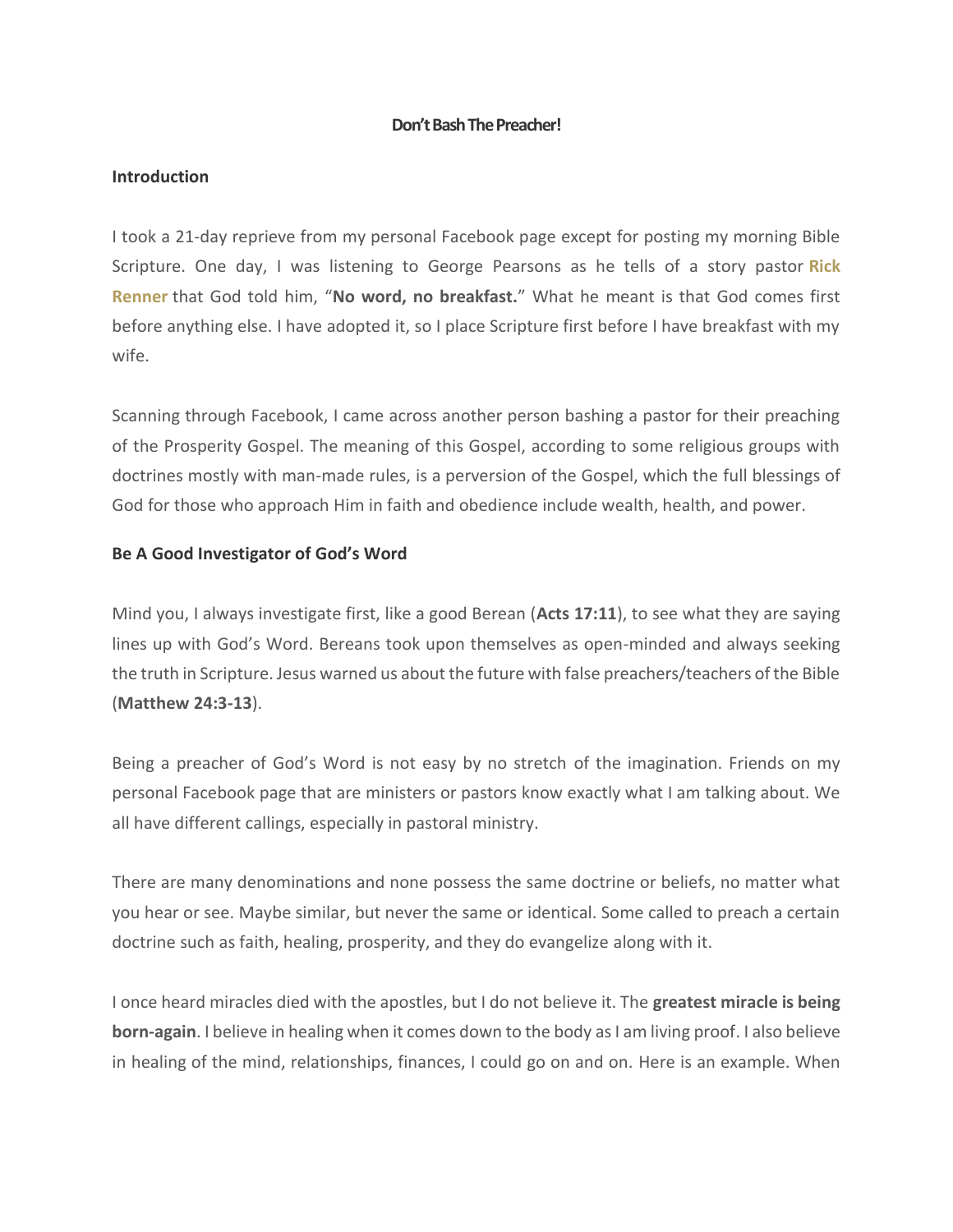# Don't Bash The Preacher!

## Introduction

I took a 21-day reprieve from my personal Facebook page except for posting my morning Bible Scripture. One day, I was listening to George Pearsons as he tells of a story pastor **Rick Renner** that God told him, "**No word, no breakfast.**" What he meant is that God comes first before anything else. I have adopted it, so I place Scripture first before I have breakfast with my wife.

Scanning through Facebook, I came across another person bashing a pastor for their preaching of the Prosperity Gospel. The meaning of this Gospel, according to some religious groups with doctrines mostly with man-made rules, is a perversion of the Gospel, which the full blessings of God for those who approach Him in faith and obedience include wealth, health, and power.

## Be A Good Investigator of God's Word

Mind you, I always investigate first, like a good Berean (**Acts 17:11**), to see what they are saying lines up with God's Word. Bereans took upon themselves as open-minded and always seeking the truth in Scripture. Jesus warned us about the future with false preachers/teachers of the Bible (**Matthew 24:3-13**).

Being a preacher of God's Word is not easy by no stretch of the imagination. Friends on my personal Facebook page that are ministers or pastors know exactly what I am talking about. We all have different callings, especially in pastoral ministry.

There are many denominations and none possess the same doctrine or beliefs, no matter what you hear or see. Maybe similar, but never the same or identical. Some called to preach a certain doctrine such as faith, healing, prosperity, and they do evangelize along with it.

I once heard miracles died with the apostles, but I do not believe it. The **greatest miracle is being born-again**. I believe in healing when it comes down to the body as I am living proof. I also believe in healing of the mind, relationships, finances, I could go on and on. Here is an example. When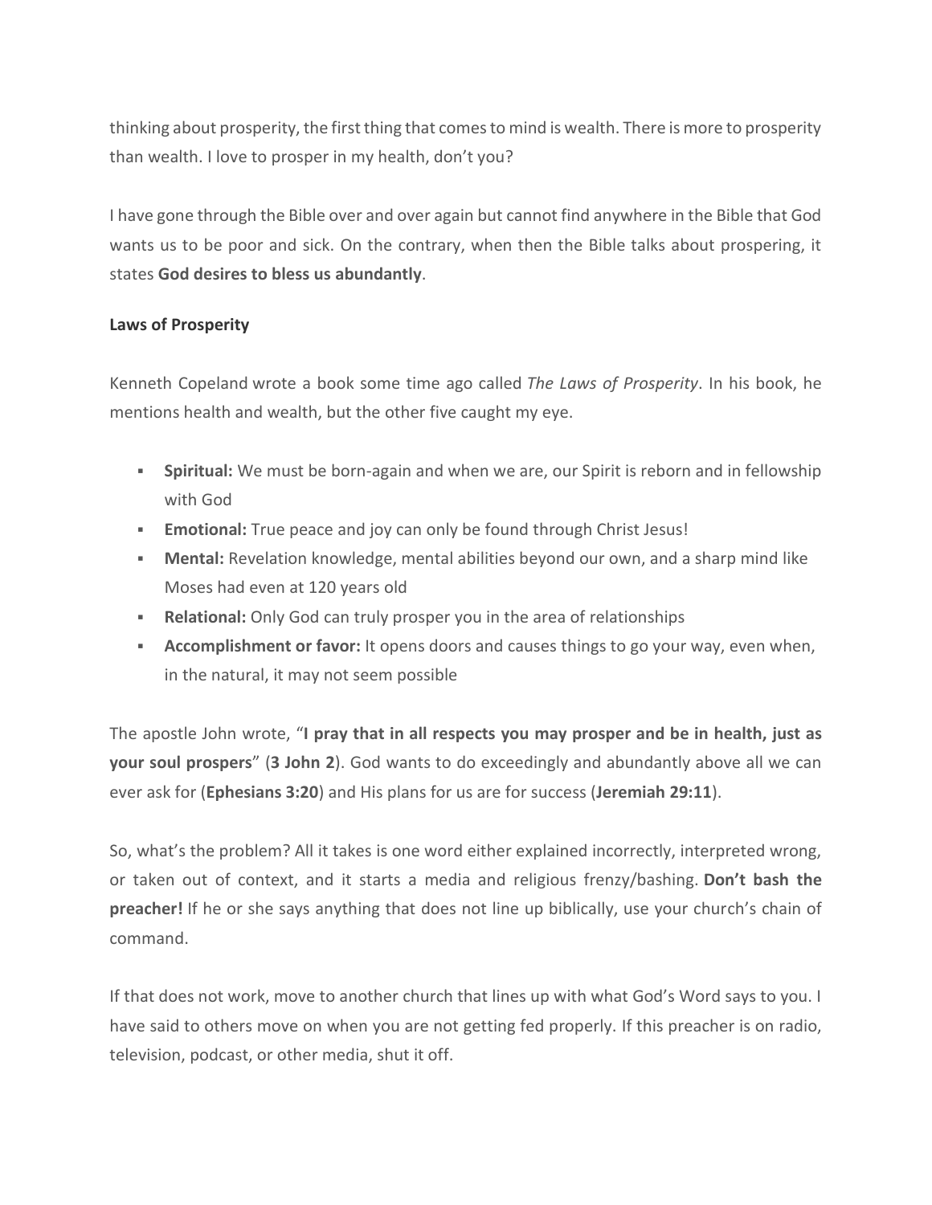thinking about prosperity, the first thing that comes to mind is wealth. There is more to prosperity than wealth. I love to prosper in my health, don't you?

I have gone through the Bible over and over again but cannot find anywhere in the Bible that God wants us to be poor and sick. On the contrary, when then the Bible talks about prospering, it states **God desires to bless us abundantly**.

**Laws of Prosperity**

Kenneth Copeland wrote a book some time ago called *The Laws of Prosperity*. In his book, he mentions health and wealth, but the other five caught my eye.

- **Spiritual:** We must be born-again and when we are, our Spirit is reborn and in fellowship with God
- **Emotional:** True peace and joy can only be found through Christ Jesus!
- **Mental:** Revelation knowledge, mental abilities beyond our own, and a sharp mind like Moses had even at 120 years old
- **Relational:** Only God can truly prosper you in the area of relationships
- **Accomplishment or favor:** It opens doors and causes things to go your way, even when, in the natural, it may not seem possible

The apostle John wrote, "**I pray that in all respects you may prosper and be in health, just as your soul prospers**" (**3 John 2**). God wants to do exceedingly and abundantly above all we can ever ask for (**Ephesians 3:20**) and His plans for us are for success (**Jeremiah 29:11**).

So, what's the problem? All it takes is one word either explained incorrectly, interpreted wrong, or taken out of context, and it starts a media and religious frenzy/bashing. **Don't bash the preacher!** If he or she says anything that does not line up biblically, use your church's chain of command.

If that does not work, move to another church that lines up with what God's Word says to you. I have said to others move on when you are not getting fed properly. If this preacher is on radio, television, podcast, or other media, shut it off.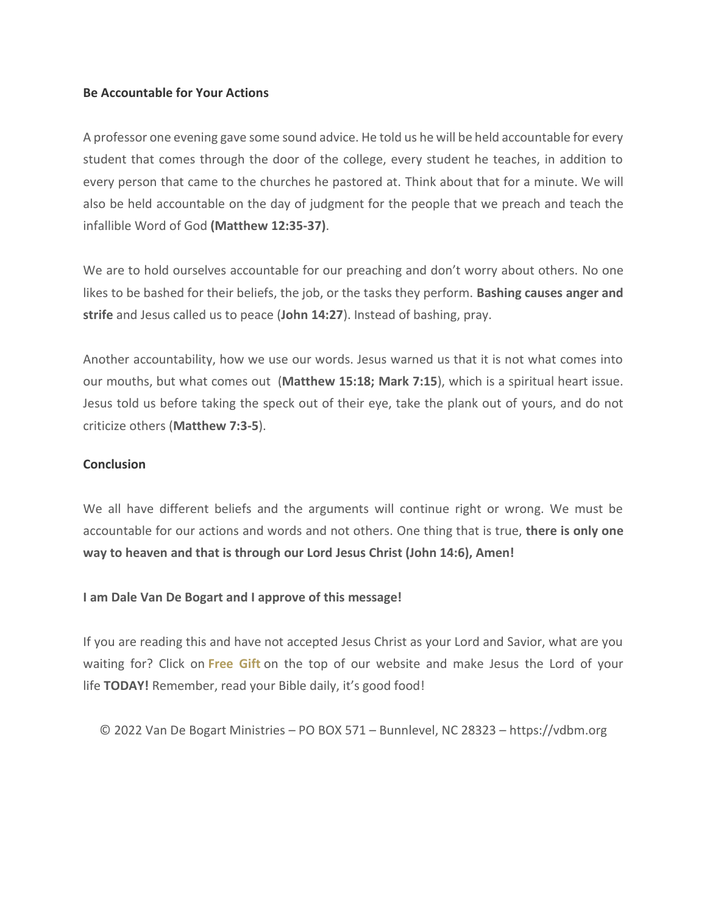**Be Accountable for Your Actions**

A professor one evening gave some sound advice. He told us he will be held accountable for every student that comes through the door of the college, every student he teaches, in addition to every person that came to the churches he pastored at. Think about that for a minute. We will also be held accountable on the day of judgment for the people that we preach and teach the infallible Word of God **(Matthew 12:35-37)**.

We are to hold ourselves accountable for our preaching and don't worry about others. No one likes to be bashed for their beliefs, the job, or the tasks they perform. **Bashing causes anger and strife** and Jesus called us to peace (**John 14:27**). Instead of bashing, pray.

Another accountability, how we use our words. Jesus warned us that it is not what comes into our mouths, but what comes out (**Matthew 15:18; Mark 7:15**), which is a spiritual heart issue. Jesus told us before taking the speck out of their eye, take the plank out of yours, and do not criticize others (**Matthew 7:3-5**).

**Conclusion**

We all have different beliefs and the arguments will continue right or wrong. We must be accountable for our actions and words and not others. One thing that is true, **there is only one way to heaven and that is through our Lord Jesus Christ (John 14:6), Amen!**

**I am Dale Van De Bogart and I approve of this message!**

If you are reading this and have not accepted Jesus Christ as your Lord and Savior, what are you waiting for? Click on **Free Gift** on the top of our website and make Jesus the Lord of your life **TODAY!** Remember, read your Bible daily, it's good food!

© 2022 Van De Bogart Ministries – PO BOX 571 – Bunnlevel, NC 28323 – https://vdbm.org